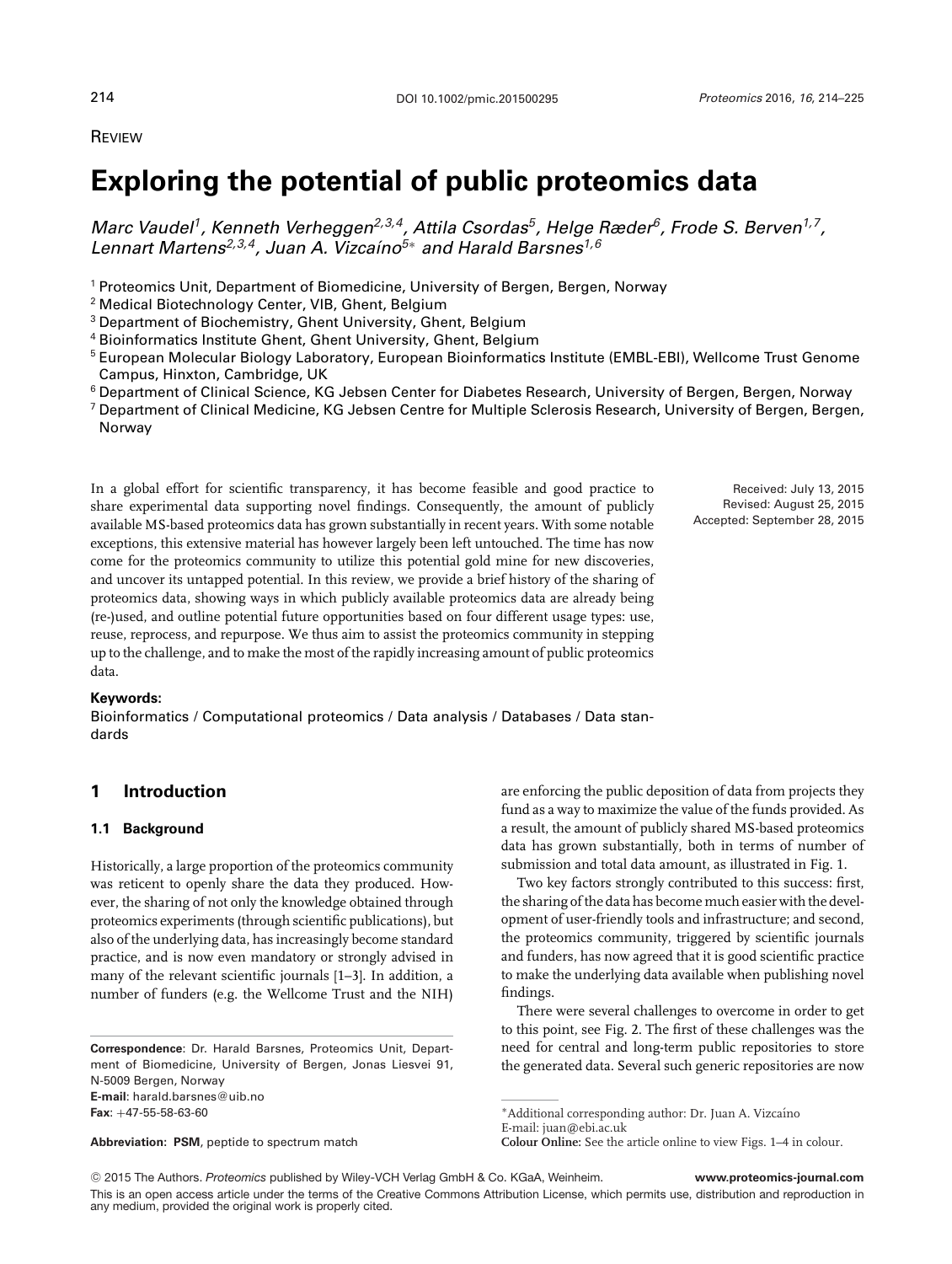Review

# Exploring the potential of public proteomics data

*Marc Vaudel[1], Kenneth Verheggen[2,3,4], Attila Csordas[5], Helge Ræder[6], Frode S. Berven[1,7], Lennart Martens[2,3,4], Juan A. Vizcaíno[5]* and Harald Barsnes[1,6]*

[1] Proteomics Unit, Department of Biomedicine, University of Bergen, Bergen, Norway
[2] Medical Biotechnology Center, VIB, Ghent, Belgium
[3] Department of Biochemistry, Ghent University, Ghent, Belgium
[4] Bioinformatics Institute Ghent, Ghent University, Ghent, Belgium
[5] European Molecular Biology Laboratory, European Bioinformatics Institute (EMBL-EBI), Wellcome Trust Genome Campus, Hinxton, Cambridge, UK
[6] Department of Clinical Science, KG Jebsen Center for Diabetes Research, University of Bergen, Bergen, Norway
[7] Department of Clinical Medicine, KG Jebsen Centre for Multiple Sclerosis Research, University of Bergen, Bergen, Norway

In a global effort for scientific transparency, it has become feasible and good practice to share experimental data supporting novel findings. Consequently, the amount of publicly available MS-based proteomics data has grown substantially in recent years. With some notable exceptions, this extensive material has however largely been left untouched. The time has now come for the proteomics community to utilize this potential gold mine for new discoveries, and uncover its untapped potential. In this review, we provide a brief history of the sharing of proteomics data, showing ways in which publicly available proteomics data are already being (re-)used, and outline potential future opportunities based on four different usage types: use, reuse, reprocess, and repurpose. We thus aim to assist the proteomics community in stepping up to the challenge, and to make the most of the rapidly increasing amount of public proteomics data.

Received: July 13, 2015
Revised: August 25, 2015
Accepted: September 28, 2015

**Keywords:**
Bioinformatics / Computational proteomics / Data analysis / Databases / Data standards

## 1 Introduction

### 1.1 Background

Historically, a large proportion of the proteomics community was reticent to openly share the data they produced. However, the sharing of not only the knowledge obtained through proteomics experiments (through scientific publications), but also of the underlying data, has increasingly become standard practice, and is now even mandatory or strongly advised in many of the relevant scientific journals [1–3]. In addition, a number of funders (e.g. the Wellcome Trust and the NIH) are enforcing the public deposition of data from projects they fund as a way to maximize the value of the funds provided. As a result, the amount of publicly shared MS-based proteomics data has grown substantially, both in terms of number of submission and total data amount, as illustrated in Fig. 1.

Two key factors strongly contributed to this success: first, the sharing of the data has become much easier with the development of user-friendly tools and infrastructure; and second, the proteomics community, triggered by scientific journals and funders, has now agreed that it is good scientific practice to make the underlying data available when publishing novel findings.

There were several challenges to overcome in order to get to this point, see Fig. 2. The first of these challenges was the need for central and long-term public repositories to store the generated data. Several such generic repositories are now

**Correspondence**: Dr. Harald Barsnes, Proteomics Unit, Department of Biomedicine, University of Bergen, Jonas Liesvei 91, N-5009 Bergen, Norway
**E-mail**: harald.barsnes@uib.no
**Fax**: +47-55-58-63-60

**Abbreviation: PSM**, peptide to spectrum match

*Additional corresponding author: Dr. Juan A. Vizcaíno
E-mail: juan@ebi.ac.uk
**Colour Online:** See the article online to view Figs. 1–4 in colour.

© 2015 The Authors. *Proteomics* published by Wiley-VCH Verlag GmbH & Co. KGaA, Weinheim.
This is an open access article under the terms of the Creative Commons Attribution License, which permits use, distribution and reproduction in any medium, provided the original work is properly cited.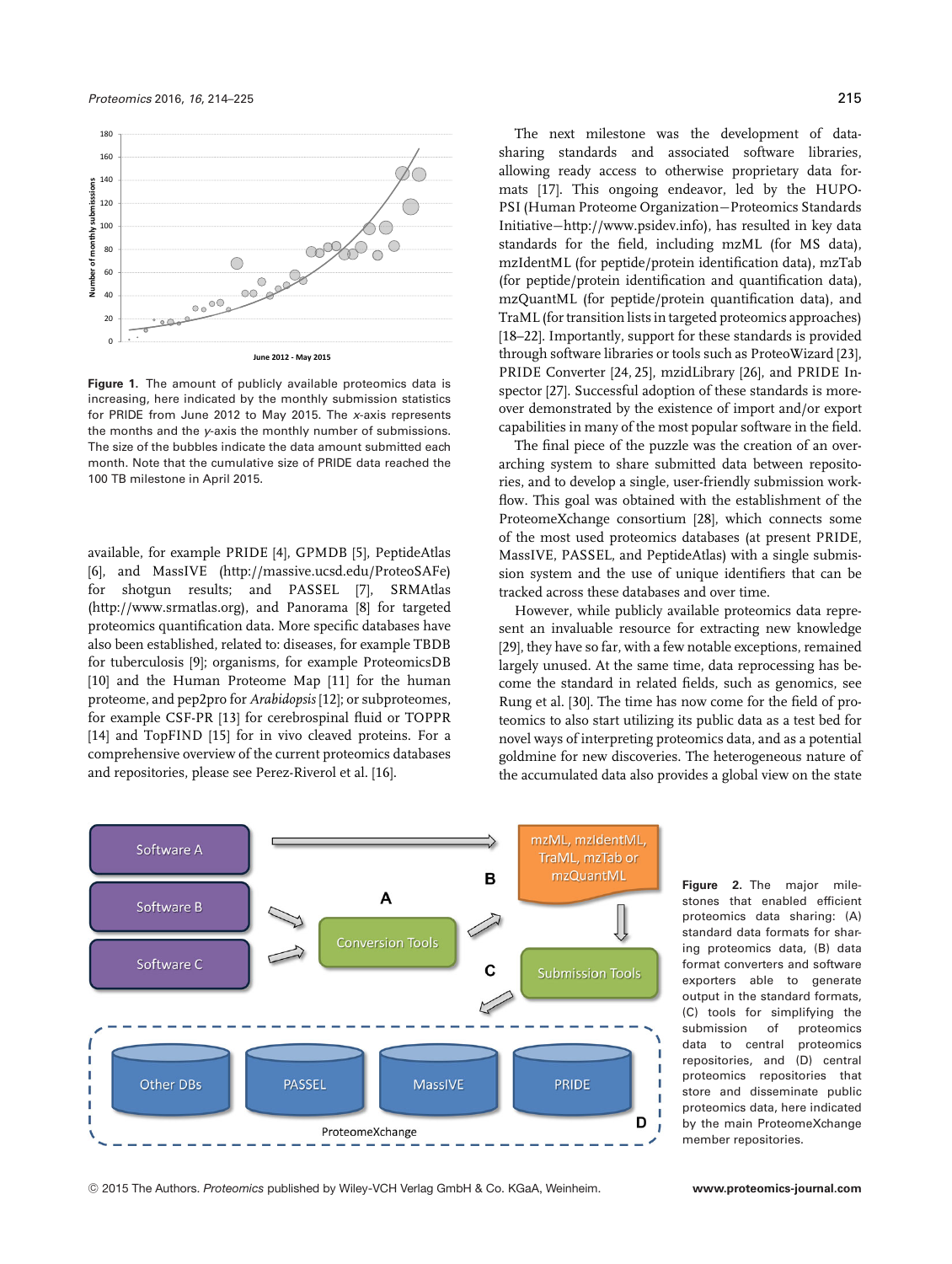Figure 1. The amount of publicly available proteomics data is increasing, here indicated by the monthly submission statistics for PRIDE from June 2012 to May 2015. The *x*-axis represents the months and the *y*-axis the monthly number of submissions. The size of the bubbles indicate the data amount submitted each month. Note that the cumulative size of PRIDE data reached the 100 TB milestone in April 2015.

available, for example PRIDE [4], GPMDB [5], PeptideAtlas [6], and MassIVE (http://massive.ucsd.edu/ProteoSAFe) for shotgun results; and PASSEL [7], SRMAtlas (http://www.srmatlas.org), and Panorama [8] for targeted proteomics quantification data. More specific databases have also been established, related to: diseases, for example TBDB for tuberculosis [9]; organisms, for example ProteomicsDB [10] and the Human Proteome Map [11] for the human proteome, and pep2pro for *Arabidopsis* [12]; or subproteomes, for example CSF-PR [13] for cerebrospinal fluid or TOPPR [14] and TopFIND [15] for in vivo cleaved proteins. For a comprehensive overview of the current proteomics databases and repositories, please see Perez-Riverol et al. [16].

The next milestone was the development of data-sharing standards and associated software libraries, allowing ready access to otherwise proprietary data formats [17]. This ongoing endeavor, led by the HUPO-PSI (Human Proteome Organization—Proteomics Standards Initiative—http://www.psidev.info), has resulted in key data standards for the field, including mzML (for MS data), mzIdentML (for peptide/protein identification data), mzTab (for peptide/protein identification and quantification data), mzQuantML (for peptide/protein quantification data), and TraML (for transition lists in targeted proteomics approaches) [18–22]. Importantly, support for these standards is provided through software libraries or tools such as ProteoWizard [23], PRIDE Converter [24, 25], mzidLibrary [26], and PRIDE Inspector [27]. Successful adoption of these standards is moreover demonstrated by the existence of import and/or export capabilities in many of the most popular software in the field.

The final piece of the puzzle was the creation of an overarching system to share submitted data between repositories, and to develop a single, user-friendly submission workflow. This goal was obtained with the establishment of the ProteomeXchange consortium [28], which connects some of the most used proteomics databases (at present PRIDE, MassIVE, PASSEL, and PeptideAtlas) with a single submission system and the use of unique identifiers that can be tracked across these databases and over time.

However, while publicly available proteomics data represent an invaluable resource for extracting new knowledge [29], they have so far, with a few notable exceptions, remained largely unused. At the same time, data reprocessing has become the standard in related fields, such as genomics, see Rung et al. [30]. The time has now come for the field of proteomics to also start utilizing its public data as a test bed for novel ways of interpreting proteomics data, and as a potential goldmine for new discoveries. The heterogeneous nature of the accumulated data also provides a global view on the state

Figure 2. The major milestones that enabled efficient proteomics data sharing: (A) standard data formats for sharing proteomics data, (B) data format converters and software exporters able to generate output in the standard formats, (C) tools for simplifying the submission of proteomics data to central proteomics repositories, and (D) central proteomics repositories that store and disseminate public proteomics data, here indicated by the main ProteomeXchange member repositories.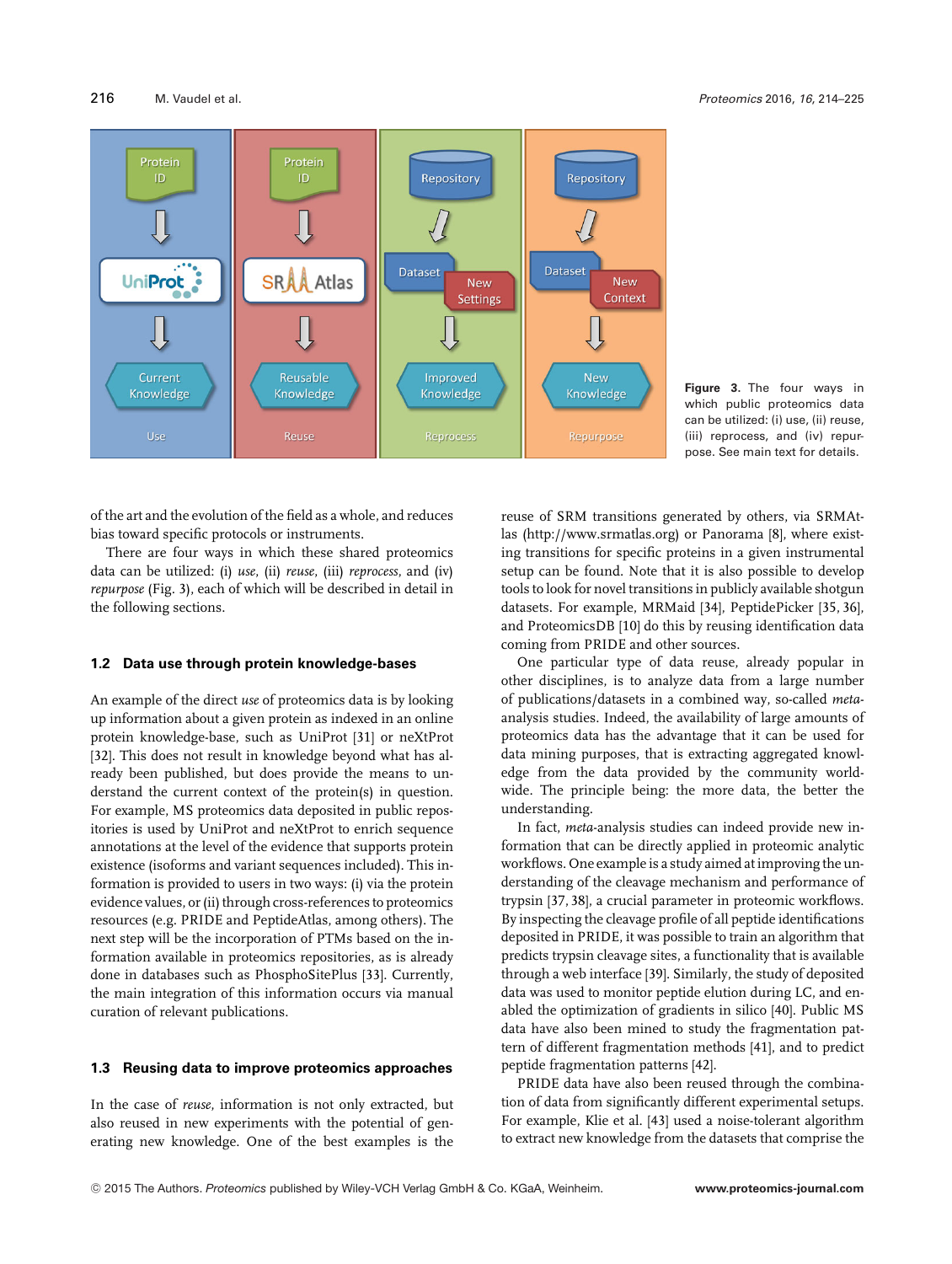Figure 3. The four ways in which public proteomics data can be utilized: (i) use, (ii) reuse, (iii) reprocess, and (iv) repurpose. See main text for details.

of the art and the evolution of the field as a whole, and reduces bias toward specific protocols or instruments.

There are four ways in which these shared proteomics data can be utilized: (i) *use*, (ii) *reuse*, (iii) *reprocess*, and (iv) *repurpose* (Fig. 3), each of which will be described in detail in the following sections.

## 1.2 Data use through protein knowledge-bases

An example of the direct *use* of proteomics data is by looking up information about a given protein as indexed in an online protein knowledge-base, such as UniProt [31] or neXtProt [32]. This does not result in knowledge beyond what has already been published, but does provide the means to understand the current context of the protein(s) in question. For example, MS proteomics data deposited in public repositories is used by UniProt and neXtProt to enrich sequence annotations at the level of the evidence that supports protein existence (isoforms and variant sequences included). This information is provided to users in two ways: (i) via the protein evidence values, or (ii) through cross-references to proteomics resources (e.g. PRIDE and PeptideAtlas, among others). The next step will be the incorporation of PTMs based on the information available in proteomics repositories, as is already done in databases such as PhosphoSitePlus [33]. Currently, the main integration of this information occurs via manual curation of relevant publications.

## 1.3 Reusing data to improve proteomics approaches

In the case of *reuse*, information is not only extracted, but also reused in new experiments with the potential of generating new knowledge. One of the best examples is the reuse of SRM transitions generated by others, via SRMAtlas (http://www.srmatlas.org) or Panorama [8], where existing transitions for specific proteins in a given instrumental setup can be found. Note that it is also possible to develop tools to look for novel transitions in publicly available shotgun datasets. For example, MRMaid [34], PeptidePicker [35, 36], and ProteomicsDB [10] do this by reusing identification data coming from PRIDE and other sources.

One particular type of data reuse, already popular in other disciplines, is to analyze data from a large number of publications/datasets in a combined way, so-called *meta*-analysis studies. Indeed, the availability of large amounts of proteomics data has the advantage that it can be used for data mining purposes, that is extracting aggregated knowledge from the data provided by the community worldwide. The principle being: the more data, the better the understanding.

In fact, *meta*-analysis studies can indeed provide new information that can be directly applied in proteomic analytic workflows. One example is a study aimed at improving the understanding of the cleavage mechanism and performance of trypsin [37, 38], a crucial parameter in proteomic workflows. By inspecting the cleavage profile of all peptide identifications deposited in PRIDE, it was possible to train an algorithm that predicts trypsin cleavage sites, a functionality that is available through a web interface [39]. Similarly, the study of deposited data was used to monitor peptide elution during LC, and enabled the optimization of gradients in silico [40]. Public MS data have also been mined to study the fragmentation pattern of different fragmentation methods [41], and to predict peptide fragmentation patterns [42].

PRIDE data have also been reused through the combination of data from significantly different experimental setups. For example, Klie et al. [43] used a noise-tolerant algorithm to extract new knowledge from the datasets that comprise the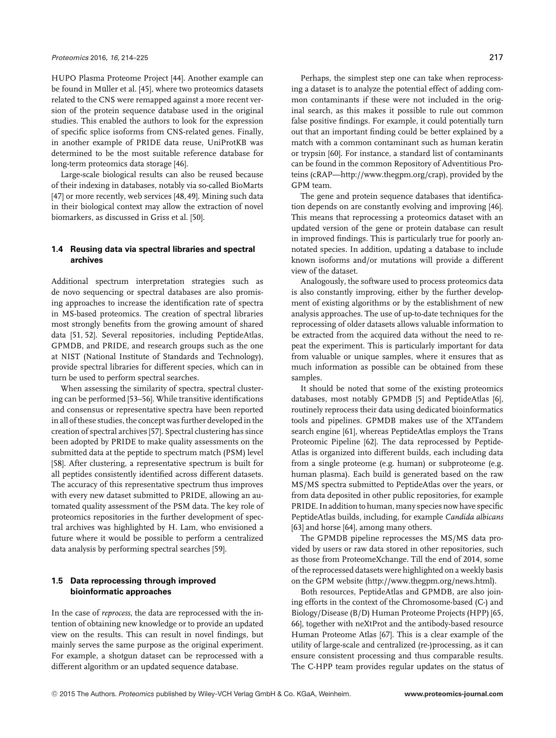HUPO Plasma Proteome Project [44]. Another example can be found in Müller et al. [45], where two proteomics datasets related to the CNS were remapped against a more recent version of the protein sequence database used in the original studies. This enabled the authors to look for the expression of specific splice isoforms from CNS-related genes. Finally, in another example of PRIDE data reuse, UniProtKB was determined to be the most suitable reference database for long-term proteomics data storage [46].

Large-scale biological results can also be reused because of their indexing in databases, notably via so-called BioMarts [47] or more recently, web services [48, 49]. Mining such data in their biological context may allow the extraction of novel biomarkers, as discussed in Griss et al. [50].

### 1.4 Reusing data via spectral libraries and spectral archives

Additional spectrum interpretation strategies such as de novo sequencing or spectral databases are also promising approaches to increase the identification rate of spectra in MS-based proteomics. The creation of spectral libraries most strongly benefits from the growing amount of shared data [51, 52]. Several repositories, including PeptideAtlas, GPMDB, and PRIDE, and research groups such as the one at NIST (National Institute of Standards and Technology), provide spectral libraries for different species, which can in turn be used to perform spectral searches.

When assessing the similarity of spectra, spectral clustering can be performed [53–56]. While transitive identifications and consensus or representative spectra have been reported in all of these studies, the concept was further developed in the creation of spectral archives [57]. Spectral clustering has since been adopted by PRIDE to make quality assessments on the submitted data at the peptide to spectrum match (PSM) level [58]. After clustering, a representative spectrum is built for all peptides consistently identified across different datasets. The accuracy of this representative spectrum thus improves with every new dataset submitted to PRIDE, allowing an automated quality assessment of the PSM data. The key role of proteomics repositories in the further development of spectral archives was highlighted by H. Lam, who envisioned a future where it would be possible to perform a centralized data analysis by performing spectral searches [59].

### 1.5 Data reprocessing through improved bioinformatic approaches

In the case of *reprocess*, the data are reprocessed with the intention of obtaining new knowledge or to provide an updated view on the results. This can result in novel findings, but mainly serves the same purpose as the original experiment. For example, a shotgun dataset can be reprocessed with a different algorithm or an updated sequence database.

Perhaps, the simplest step one can take when reprocessing a dataset is to analyze the potential effect of adding common contaminants if these were not included in the original search, as this makes it possible to rule out common false positive findings. For example, it could potentially turn out that an important finding could be better explained by a match with a common contaminant such as human keratin or trypsin [60]. For instance, a standard list of contaminants can be found in the common Repository of Adventitious Proteins (cRAP—http://www.thegpm.org/crap), provided by the GPM team.

The gene and protein sequence databases that identification depends on are constantly evolving and improving [46]. This means that reprocessing a proteomics dataset with an updated version of the gene or protein database can result in improved findings. This is particularly true for poorly annotated species. In addition, updating a database to include known isoforms and/or mutations will provide a different view of the dataset.

Analogously, the software used to process proteomics data is also constantly improving, either by the further development of existing algorithms or by the establishment of new analysis approaches. The use of up-to-date techniques for the reprocessing of older datasets allows valuable information to be extracted from the acquired data without the need to repeat the experiment. This is particularly important for data from valuable or unique samples, where it ensures that as much information as possible can be obtained from these samples.

It should be noted that some of the existing proteomics databases, most notably GPMDB [5] and PeptideAtlas [6], routinely reprocess their data using dedicated bioinformatics tools and pipelines. GPMDB makes use of the X!Tandem search engine [61], whereas PeptideAtlas employs the Trans Proteomic Pipeline [62]. The data reprocessed by PeptideAtlas is organized into different builds, each including data from a single proteome (e.g. human) or subproteome (e.g. human plasma). Each build is generated based on the raw MS/MS spectra submitted to PeptideAtlas over the years, or from data deposited in other public repositories, for example PRIDE. In addition to human, many species now have specific PeptideAtlas builds, including, for example *Candida albicans* [63] and horse [64], among many others.

The GPMDB pipeline reprocesses the MS/MS data provided by users or raw data stored in other repositories, such as those from ProteomeXchange. Till the end of 2014, some of the reprocessed datasets were highlighted on a weekly basis on the GPM website (http://www.thegpm.org/news.html).

Both resources, PeptideAtlas and GPMDB, are also joining efforts in the context of the Chromosome-based (C-) and Biology/Disease (B/D) Human Proteome Projects (HPP) [65, 66], together with neXtProt and the antibody-based resource Human Proteome Atlas [67]. This is a clear example of the utility of large-scale and centralized (re-)processing, as it can ensure consistent processing and thus comparable results. The C-HPP team provides regular updates on the status of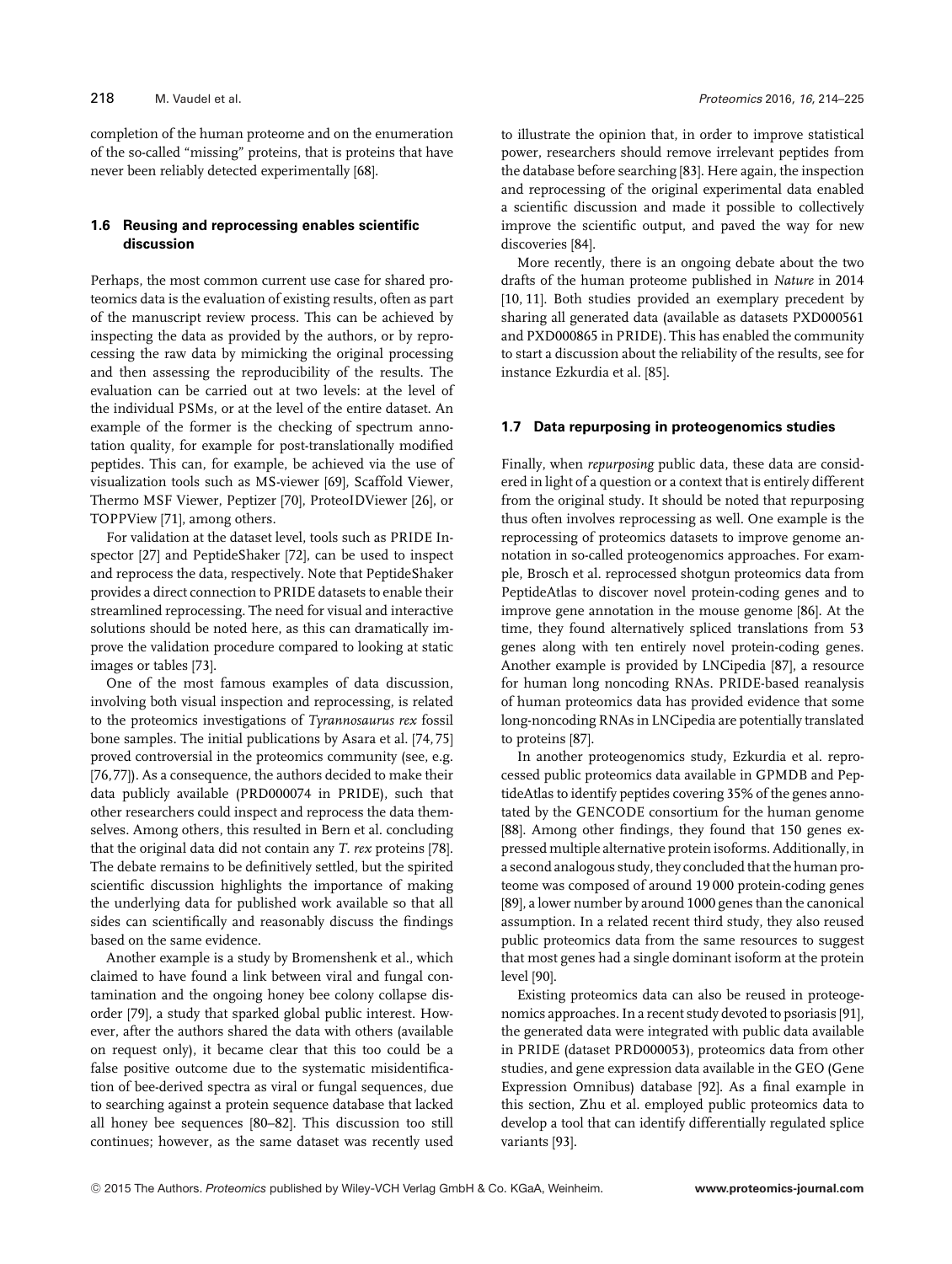completion of the human proteome and on the enumeration of the so-called "missing" proteins, that is proteins that have never been reliably detected experimentally [68].

### 1.6 Reusing and reprocessing enables scientific discussion

Perhaps, the most common current use case for shared proteomics data is the evaluation of existing results, often as part of the manuscript review process. This can be achieved by inspecting the data as provided by the authors, or by reprocessing the raw data by mimicking the original processing and then assessing the reproducibility of the results. The evaluation can be carried out at two levels: at the level of the individual PSMs, or at the level of the entire dataset. An example of the former is the checking of spectrum annotation quality, for example for post-translationally modified peptides. This can, for example, be achieved via the use of visualization tools such as MS-viewer [69], Scaffold Viewer, Thermo MSF Viewer, Peptizer [70], ProteoIDViewer [26], or TOPPView [71], among others.

For validation at the dataset level, tools such as PRIDE Inspector [27] and PeptideShaker [72], can be used to inspect and reprocess the data, respectively. Note that PeptideShaker provides a direct connection to PRIDE datasets to enable their streamlined reprocessing. The need for visual and interactive solutions should be noted here, as this can dramatically improve the validation procedure compared to looking at static images or tables [73].

One of the most famous examples of data discussion, involving both visual inspection and reprocessing, is related to the proteomics investigations of *Tyrannosaurus rex* fossil bone samples. The initial publications by Asara et al. [74,75] proved controversial in the proteomics community (see, e.g. [76,77]). As a consequence, the authors decided to make their data publicly available (PRD000074 in PRIDE), such that other researchers could inspect and reprocess the data themselves. Among others, this resulted in Bern et al. concluding that the original data did not contain any *T. rex* proteins [78]. The debate remains to be definitively settled, but the spirited scientific discussion highlights the importance of making the underlying data for published work available so that all sides can scientifically and reasonably discuss the findings based on the same evidence.

Another example is a study by Bromenshenk et al., which claimed to have found a link between viral and fungal contamination and the ongoing honey bee colony collapse disorder [79], a study that sparked global public interest. However, after the authors shared the data with others (available on request only), it became clear that this too could be a false positive outcome due to the systematic misidentification of bee-derived spectra as viral or fungal sequences, due to searching against a protein sequence database that lacked all honey bee sequences [80–82]. This discussion too still continues; however, as the same dataset was recently used to illustrate the opinion that, in order to improve statistical power, researchers should remove irrelevant peptides from the database before searching [83]. Here again, the inspection and reprocessing of the original experimental data enabled a scientific discussion and made it possible to collectively improve the scientific output, and paved the way for new discoveries [84].

More recently, there is an ongoing debate about the two drafts of the human proteome published in *Nature* in 2014 [10, 11]. Both studies provided an exemplary precedent by sharing all generated data (available as datasets PXD000561 and PXD000865 in PRIDE). This has enabled the community to start a discussion about the reliability of the results, see for instance Ezkurdia et al. [85].

### 1.7 Data repurposing in proteogenomics studies

Finally, when *repurposing* public data, these data are considered in light of a question or a context that is entirely different from the original study. It should be noted that repurposing thus often involves reprocessing as well. One example is the reprocessing of proteomics datasets to improve genome annotation in so-called proteogenomics approaches. For example, Brosch et al. reprocessed shotgun proteomics data from PeptideAtlas to discover novel protein-coding genes and to improve gene annotation in the mouse genome [86]. At the time, they found alternatively spliced translations from 53 genes along with ten entirely novel protein-coding genes. Another example is provided by LNCipedia [87], a resource for human long noncoding RNAs. PRIDE-based reanalysis of human proteomics data has provided evidence that some long-noncoding RNAs in LNCipedia are potentially translated to proteins [87].

In another proteogenomics study, Ezkurdia et al. reprocessed public proteomics data available in GPMDB and PeptideAtlas to identify peptides covering 35% of the genes annotated by the GENCODE consortium for the human genome [88]. Among other findings, they found that 150 genes expressed multiple alternative protein isoforms. Additionally, in a second analogous study, they concluded that the human proteome was composed of around 19 000 protein-coding genes [89], a lower number by around 1000 genes than the canonical assumption. In a related recent third study, they also reused public proteomics data from the same resources to suggest that most genes had a single dominant isoform at the protein level [90].

Existing proteomics data can also be reused in proteogenomics approaches. In a recent study devoted to psoriasis [91], the generated data were integrated with public data available in PRIDE (dataset PRD000053), proteomics data from other studies, and gene expression data available in the GEO (Gene Expression Omnibus) database [92]. As a final example in this section, Zhu et al. employed public proteomics data to develop a tool that can identify differentially regulated splice variants [93].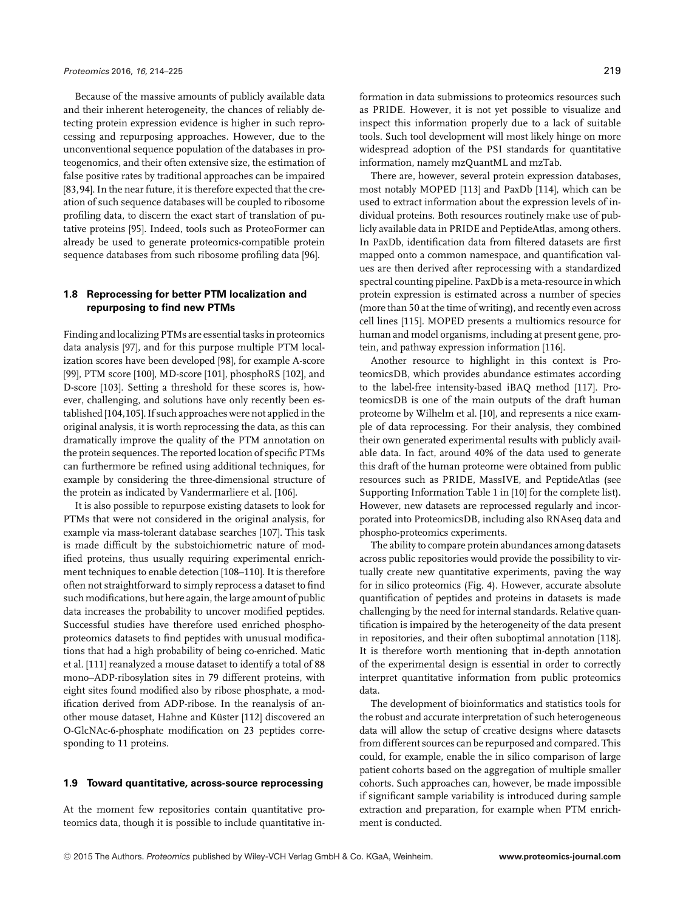Because of the massive amounts of publicly available data and their inherent heterogeneity, the chances of reliably detecting protein expression evidence is higher in such reprocessing and repurposing approaches. However, due to the unconventional sequence population of the databases in proteogenomics, and their often extensive size, the estimation of false positive rates by traditional approaches can be impaired [83,94]. In the near future, it is therefore expected that the creation of such sequence databases will be coupled to ribosome profiling data, to discern the exact start of translation of putative proteins [95]. Indeed, tools such as ProteoFormer can already be used to generate proteomics-compatible protein sequence databases from such ribosome profiling data [96].

### 1.8 Reprocessing for better PTM localization and repurposing to find new PTMs

Finding and localizing PTMs are essential tasks in proteomics data analysis [97], and for this purpose multiple PTM localization scores have been developed [98], for example A-score [99], PTM score [100], MD-score [101], phosphoRS [102], and D-score [103]. Setting a threshold for these scores is, however, challenging, and solutions have only recently been established [104,105]. If such approaches were not applied in the original analysis, it is worth reprocessing the data, as this can dramatically improve the quality of the PTM annotation on the protein sequences. The reported location of specific PTMs can furthermore be refined using additional techniques, for example by considering the three-dimensional structure of the protein as indicated by Vandermarliere et al. [106].

It is also possible to repurpose existing datasets to look for PTMs that were not considered in the original analysis, for example via mass-tolerant database searches [107]. This task is made difficult by the substoichiometric nature of modified proteins, thus usually requiring experimental enrichment techniques to enable detection [108–110]. It is therefore often not straightforward to simply reprocess a dataset to find such modifications, but here again, the large amount of public data increases the probability to uncover modified peptides. Successful studies have therefore used enriched phosphoproteomics datasets to find peptides with unusual modifications that had a high probability of being co-enriched. Matic et al. [111] reanalyzed a mouse dataset to identify a total of 88 mono–ADP-ribosylation sites in 79 different proteins, with eight sites found modified also by ribose phosphate, a modification derived from ADP-ribose. In the reanalysis of another mouse dataset, Hahne and Küster [112] discovered an O-GlcNAc-6-phosphate modification on 23 peptides corresponding to 11 proteins.

### 1.9 Toward quantitative, across-source reprocessing

At the moment few repositories contain quantitative proteomics data, though it is possible to include quantitative information in data submissions to proteomics resources such as PRIDE. However, it is not yet possible to visualize and inspect this information properly due to a lack of suitable tools. Such tool development will most likely hinge on more widespread adoption of the PSI standards for quantitative information, namely mzQuantML and mzTab.

There are, however, several protein expression databases, most notably MOPED [113] and PaxDb [114], which can be used to extract information about the expression levels of individual proteins. Both resources routinely make use of publicly available data in PRIDE and PeptideAtlas, among others. In PaxDb, identification data from filtered datasets are first mapped onto a common namespace, and quantification values are then derived after reprocessing with a standardized spectral counting pipeline. PaxDb is a meta-resource in which protein expression is estimated across a number of species (more than 50 at the time of writing), and recently even across cell lines [115]. MOPED presents a multiomics resource for human and model organisms, including at present gene, protein, and pathway expression information [116].

Another resource to highlight in this context is ProteomicsDB, which provides abundance estimates according to the label-free intensity-based iBAQ method [117]. ProteomicsDB is one of the main outputs of the draft human proteome by Wilhelm et al. [10], and represents a nice example of data reprocessing. For their analysis, they combined their own generated experimental results with publicly available data. In fact, around 40% of the data used to generate this draft of the human proteome were obtained from public resources such as PRIDE, MassIVE, and PeptideAtlas (see Supporting Information Table 1 in [10] for the complete list). However, new datasets are reprocessed regularly and incorporated into ProteomicsDB, including also RNAseq data and phospho-proteomics experiments.

The ability to compare protein abundances among datasets across public repositories would provide the possibility to virtually create new quantitative experiments, paving the way for in silico proteomics (Fig. 4). However, accurate absolute quantification of peptides and proteins in datasets is made challenging by the need for internal standards. Relative quantification is impaired by the heterogeneity of the data present in repositories, and their often suboptimal annotation [118]. It is therefore worth mentioning that in-depth annotation of the experimental design is essential in order to correctly interpret quantitative information from public proteomics data.

The development of bioinformatics and statistics tools for the robust and accurate interpretation of such heterogeneous data will allow the setup of creative designs where datasets from different sources can be repurposed and compared. This could, for example, enable the in silico comparison of large patient cohorts based on the aggregation of multiple smaller cohorts. Such approaches can, however, be made impossible if significant sample variability is introduced during sample extraction and preparation, for example when PTM enrichment is conducted.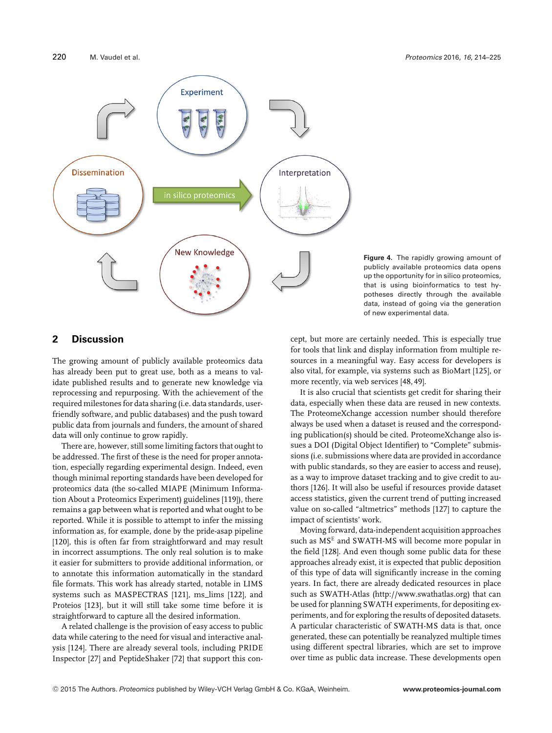**Figure 4.** The rapidly growing amount of publicly available proteomics data opens up the opportunity for in silico proteomics, that is using bioinformatics to test hypotheses directly through the available data, instead of going via the generation of new experimental data.

## 2 Discussion

The growing amount of publicly available proteomics data has already been put to great use, both as a means to validate published results and to generate new knowledge via reprocessing and repurposing. With the achievement of the required milestones for data sharing (i.e. data standards, user-friendly software, and public databases) and the push toward public data from journals and funders, the amount of shared data will only continue to grow rapidly.

There are, however, still some limiting factors that ought to be addressed. The first of these is the need for proper annotation, especially regarding experimental design. Indeed, even though minimal reporting standards have been developed for proteomics data (the so-called MIAPE (Minimum Information About a Proteomics Experiment) guidelines [119]), there remains a gap between what is reported and what ought to be reported. While it is possible to attempt to infer the missing information as, for example, done by the pride-asap pipeline [120], this is often far from straightforward and may result in incorrect assumptions. The only real solution is to make it easier for submitters to provide additional information, or to annotate this information automatically in the standard file formats. This work has already started, notable in LIMS systems such as MASPECTRAS [121], ms_lims [122], and Proteios [123], but it will still take some time before it is straightforward to capture all the desired information.

A related challenge is the provision of easy access to public data while catering to the need for visual and interactive analysis [124]. There are already several tools, including PRIDE Inspector [27] and PeptideShaker [72] that support this concept, but more are certainly needed. This is especially true for tools that link and display information from multiple resources in a meaningful way. Easy access for developers is also vital, for example, via systems such as BioMart [125], or more recently, via web services [48, 49].

It is also crucial that scientists get credit for sharing their data, especially when these data are reused in new contexts. The ProteomeXchange accession number should therefore always be used when a dataset is reused and the corresponding publication(s) should be cited. ProteomeXchange also issues a DOI (Digital Object Identifier) to "Complete" submissions (i.e. submissions where data are provided in accordance with public standards, so they are easier to access and reuse), as a way to improve dataset tracking and to give credit to authors [126]. It will also be useful if resources provide dataset access statistics, given the current trend of putting increased value on so-called "altmetrics" methods [127] to capture the impact of scientists' work.

Moving forward, data-independent acquisition approaches such as $MS^E$ and SWATH-MS will become more popular in the field [128]. And even though some public data for these approaches already exist, it is expected that public deposition of this type of data will significantly increase in the coming years. In fact, there are already dedicated resources in place such as SWATH-Atlas (http://www.swathatlas.org) that can be used for planning SWATH experiments, for depositing experiments, and for exploring the results of deposited datasets. A particular characteristic of SWATH-MS data is that, once generated, these can potentially be reanalyzed multiple times using different spectral libraries, which are set to improve over time as public data increase. These developments open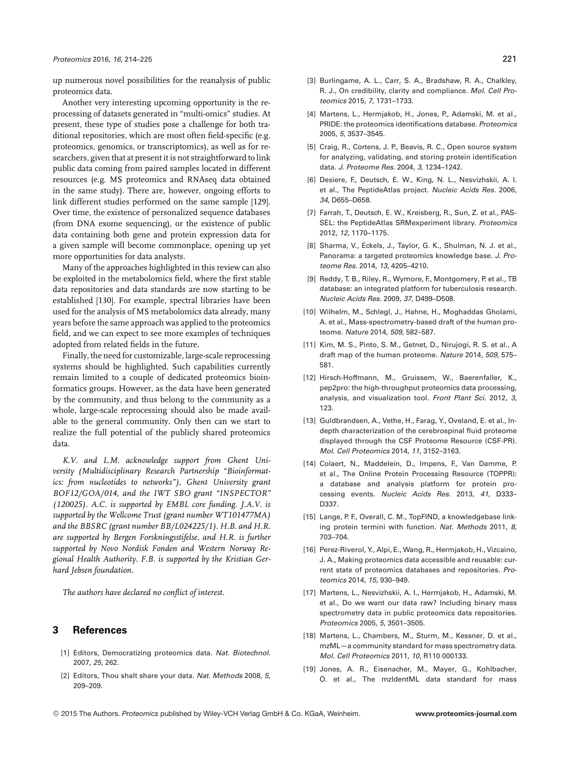up numerous novel possibilities for the reanalysis of public proteomics data.

Another very interesting upcoming opportunity is the reprocessing of datasets generated in "multi-omics" studies. At present, these type of studies pose a challenge for both traditional repositories, which are most often field-specific (e.g. proteomics, genomics, or transcriptomics), as well as for researchers, given that at present it is not straightforward to link public data coming from paired samples located in different resources (e.g. MS proteomics and RNAseq data obtained in the same study). There are, however, ongoing efforts to link different studies performed on the same sample [129]. Over time, the existence of personalized sequence databases (from DNA exome sequencing), or the existence of public data containing both gene and protein expression data for a given sample will become commonplace, opening up yet more opportunities for data analysts.

Many of the approaches highlighted in this review can also be exploited in the metabolomics field, where the first stable data repositories and data standards are now starting to be established [130]. For example, spectral libraries have been used for the analysis of MS metabolomics data already, many years before the same approach was applied to the proteomics field, and we can expect to see more examples of techniques adopted from related fields in the future.

Finally, the need for customizable, large-scale reprocessing systems should be highlighted. Such capabilities currently remain limited to a couple of dedicated proteomics bioinformatics groups. However, as the data have been generated by the community, and thus belong to the community as a whole, large-scale reprocessing should also be made available to the general community. Only then can we start to realize the full potential of the publicly shared proteomics data.

*K.V. and L.M. acknowledge support from Ghent University (Multidisciplinary Research Partnership "Bioinformatics: from nucleotides to networks"), Ghent University grant BOF12/GOA/014, and the IWT SBO grant "INSPECTOR" (120025). A.C. is supported by EMBL core funding. J.A.V. is supported by the Wellcome Trust (grant number WT101477MA) and the BBSRC (grant number BB/L024225/1). H.B. and H.R. are supported by Bergen Forskningsstifelse, and H.R. is further supported by Novo Nordisk Fonden and Western Norway Regional Health Authority. F.B. is supported by the Kristian Gerhard Jebsen foundation.*

*The authors have declared no conflict of interest.*

## 3 References

[1] Editors, Democratizing proteomics data. *Nat. Biotechnol.* 2007, *25*, 262.

[2] Editors, Thou shalt share your data. *Nat. Methods* 2008, *5*, 209–209.

[3] Burlingame, A. L., Carr, S. A., Bradshaw, R. A., Chalkley, R. J., On credibility, clarity and compliance. *Mol. Cell Proteomics* 2015, *7*, 1731–1733.

[4] Martens, L., Hermjakob, H., Jones, P., Adamski, M. et al., PRIDE: the proteomics identifications database. *Proteomics* 2005, *5*, 3537–3545.

[5] Craig, R., Cortens, J. P., Beavis, R. C., Open source system for analyzing, validating, and storing protein identification data. *J. Proteome Res.* 2004, *3*, 1234–1242.

[6] Desiere, F., Deutsch, E. W., King, N. L., Nesvizhskii, A. I. et al., The PeptideAtlas project. *Nucleic Acids Res.* 2006, *34*, D655–D658.

[7] Farrah, T., Deutsch, E. W., Kreisberg, R., Sun, Z. et al., PASSEL: the PeptideAtlas SRMexperiment library. *Proteomics* 2012, *12*, 1170–1175.

[8] Sharma, V., Eckels, J., Taylor, G. K., Shulman, N. J. et al., Panorama: a targeted proteomics knowledge base. *J. Proteome Res.* 2014, *13*, 4205–4210.

[9] Reddy, T. B., Riley, R., Wymore, F., Montgomery, P. et al., TB database: an integrated platform for tuberculosis research. *Nucleic Acids Res.* 2009, *37*, D499–D508.

[10] Wilhelm, M., Schlegl, J., Hahne, H., Moghaddas Gholami, A. et al., Mass-spectrometry-based draft of the human proteome. *Nature* 2014, *509*, 582–587.

[11] Kim, M. S., Pinto, S. M., Getnet, D., Nirujogi, R. S. et al., A draft map of the human proteome. *Nature* 2014, *509*, 575–581.

[12] Hirsch-Hoffmann, M., Gruissem, W., Baerenfaller, K., pep2pro: the high-throughput proteomics data processing, analysis, and visualization tool. *Front Plant Sci.* 2012, *3*, 123.

[13] Guldbrandsen, A., Vethe, H., Farag, Y., Oveland, E. et al., In-depth characterization of the cerebrospinal fluid proteome displayed through the CSF Proteome Resource (CSF-PR). *Mol. Cell Proteomics* 2014, *11*, 3152–3163.

[14] Colaert, N., Maddelein, D., Impens, F., Van Damme, P. et al., The Online Protein Processing Resource (TOPPR): a database and analysis platform for protein processing events. *Nucleic Acids Res.* 2013, *41*, D333–D337.

[15] Lange, P. F., Overall, C. M., TopFIND, a knowledgebase linking protein termini with function. *Nat. Methods* 2011, *8*, 703–704.

[16] Perez-Riverol, Y., Alpi, E., Wang, R., Hermjakob, H., Vizcaino, J. A., Making proteomics data accessible and reusable: current state of proteomics databases and repositories. *Proteomics* 2014, *15*, 930–949.

[17] Martens, L., Nesvizhskii, A. I., Hermjakob, H., Adamski, M. et al., Do we want our data raw? Including binary mass spectrometry data in public proteomics data repositories. *Proteomics* 2005, *5*, 3501–3505.

[18] Martens, L., Chambers, M., Sturm, M., Kessner, D. et al., mzML—a community standard for mass spectrometry data. *Mol. Cell Proteomics* 2011, *10*, R110 000133.

[19] Jones, A. R., Eisenacher, M., Mayer, G., Kohlbacher, O. et al., The mzIdentML data standard for mass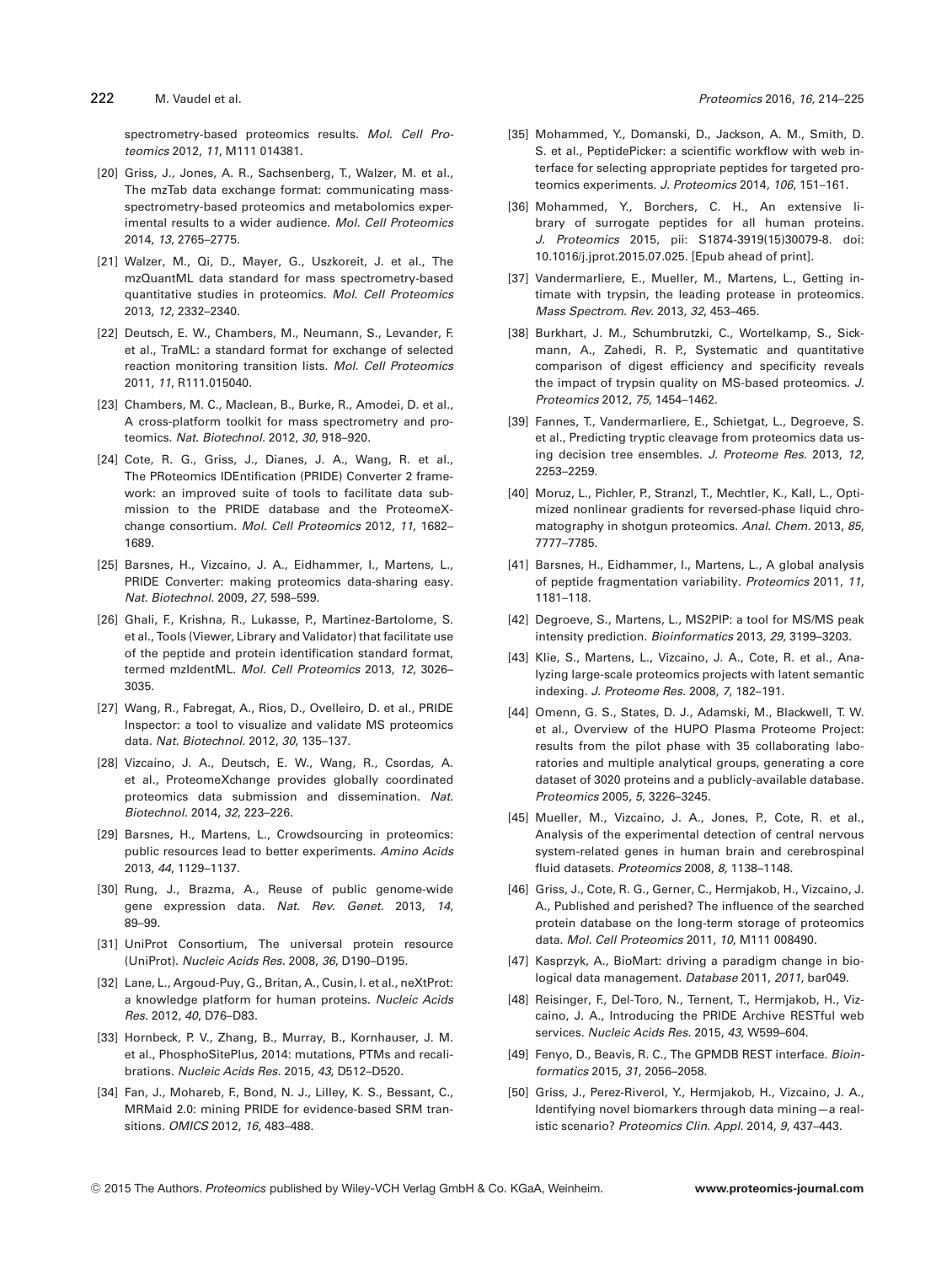spectrometry-based proteomics results. *Mol. Cell Proteomics* 2012, *11*, M111 014381.

[20] Griss, J., Jones, A. R., Sachsenberg, T., Walzer, M. et al., The mzTab data exchange format: communicating mass-spectrometry-based proteomics and metabolomics experimental results to a wider audience. *Mol. Cell Proteomics* 2014, *13*, 2765–2775.

[21] Walzer, M., Qi, D., Mayer, G., Uszkoreit, J. et al., The mzQuantML data standard for mass spectrometry-based quantitative studies in proteomics. *Mol. Cell Proteomics* 2013, *12*, 2332–2340.

[22] Deutsch, E. W., Chambers, M., Neumann, S., Levander, F. et al., TraML: a standard format for exchange of selected reaction monitoring transition lists. *Mol. Cell Proteomics* 2011, *11*, R111.015040.

[23] Chambers, M. C., Maclean, B., Burke, R., Amodei, D. et al., A cross-platform toolkit for mass spectrometry and proteomics. *Nat. Biotechnol.* 2012, *30*, 918–920.

[24] Cote, R. G., Griss, J., Dianes, J. A., Wang, R. et al., The PRoteomics IDEntification (PRIDE) Converter 2 framework: an improved suite of tools to facilitate data submission to the PRIDE database and the ProteomeXchange consortium. *Mol. Cell Proteomics* 2012, *11*, 1682–1689.

[25] Barsnes, H., Vizcaíno, J. A., Eidhammer, I., Martens, L., PRIDE Converter: making proteomics data-sharing easy. *Nat. Biotechnol.* 2009, *27*, 598–599.

[26] Ghali, F., Krishna, R., Lukasse, P., Martinez-Bartolome, S. et al., Tools (Viewer, Library and Validator) that facilitate use of the peptide and protein identification standard format, termed mzIdentML. *Mol. Cell Proteomics* 2013, *12*, 3026–3035.

[27] Wang, R., Fabregat, A., Rios, D., Ovelleiro, D. et al., PRIDE Inspector: a tool to visualize and validate MS proteomics data. *Nat. Biotechnol.* 2012, *30*, 135–137.

[28] Vizcaíno, J. A., Deutsch, E. W., Wang, R., Csordas, A. et al., ProteomeXchange provides globally coordinated proteomics data submission and dissemination. *Nat. Biotechnol.* 2014, *32*, 223–226.

[29] Barsnes, H., Martens, L., Crowdsourcing in proteomics: public resources lead to better experiments. *Amino Acids* 2013, *44*, 1129–1137.

[30] Rung, J., Brazma, A., Reuse of public genome-wide gene expression data. *Nat. Rev. Genet.* 2013, *14*, 89–99.

[31] UniProt Consortium, The universal protein resource (UniProt). *Nucleic Acids Res.* 2008, *36*, D190–D195.

[32] Lane, L., Argoud-Puy, G., Britan, A., Cusin, I. et al., neXtProt: a knowledge platform for human proteins. *Nucleic Acids Res.* 2012, *40*, D76–D83.

[33] Hornbeck, P. V., Zhang, B., Murray, B., Kornhauser, J. M. et al., PhosphoSitePlus, 2014: mutations, PTMs and recalibrations. *Nucleic Acids Res.* 2015, *43*, D512–D520.

[34] Fan, J., Mohareb, F., Bond, N. J., Lilley, K. S., Bessant, C., MRMaid 2.0: mining PRIDE for evidence-based SRM transitions. *OMICS* 2012, *16*, 483–488.

[35] Mohammed, Y., Domanski, D., Jackson, A. M., Smith, D. S. et al., PeptidePicker: a scientific workflow with web interface for selecting appropriate peptides for targeted proteomics experiments. *J. Proteomics* 2014, *106*, 151–161.

[36] Mohammed, Y., Borchers, C. H., An extensive library of surrogate peptides for all human proteins. *J. Proteomics* 2015, pii: S1874-3919(15)30079-8. doi: 10.1016/j.jprot.2015.07.025. [Epub ahead of print].

[37] Vandermarliere, E., Mueller, M., Martens, L., Getting intimate with trypsin, the leading protease in proteomics. *Mass Spectrom. Rev.* 2013, *32*, 453–465.

[38] Burkhart, J. M., Schumbrutzki, C., Wortelkamp, S., Sickmann, A., Zahedi, R. P., Systematic and quantitative comparison of digest efficiency and specificity reveals the impact of trypsin quality on MS-based proteomics. *J. Proteomics* 2012, *75*, 1454–1462.

[39] Fannes, T., Vandermarliere, E., Schietgat, L., Degroeve, S. et al., Predicting tryptic cleavage from proteomics data using decision tree ensembles. *J. Proteome Res.* 2013, *12*, 2253–2259.

[40] Moruz, L., Pichler, P., Stranzl, T., Mechtler, K., Kall, L., Optimized nonlinear gradients for reversed-phase liquid chromatography in shotgun proteomics. *Anal. Chem.* 2013, *85*, 7777–7785.

[41] Barsnes, H., Eidhammer, I., Martens, L., A global analysis of peptide fragmentation variability. *Proteomics* 2011, *11*, 1181–118.

[42] Degroeve, S., Martens, L., MS2PIP: a tool for MS/MS peak intensity prediction. *Bioinformatics* 2013, *29*, 3199–3203.

[43] Klie, S., Martens, L., Vizcaino, J. A., Cote, R. et al., Analyzing large-scale proteomics projects with latent semantic indexing. *J. Proteome Res.* 2008, *7*, 182–191.

[44] Omenn, G. S., States, D. J., Adamski, M., Blackwell, T. W. et al., Overview of the HUPO Plasma Proteome Project: results from the pilot phase with 35 collaborating laboratories and multiple analytical groups, generating a core dataset of 3020 proteins and a publicly-available database. *Proteomics* 2005, *5*, 3226–3245.

[45] Mueller, M., Vizcaino, J. A., Jones, P., Cote, R. et al., Analysis of the experimental detection of central nervous system-related genes in human brain and cerebrospinal fluid datasets. *Proteomics* 2008, *8*, 1138–1148.

[46] Griss, J., Cote, R. G., Gerner, C., Hermjakob, H., Vizcaino, J. A., Published and perished? The influence of the searched protein database on the long-term storage of proteomics data. *Mol. Cell Proteomics* 2011, *10*, M111 008490.

[47] Kasprzyk, A., BioMart: driving a paradigm change in biological data management. *Database* 2011, *2011*, bar049.

[48] Reisinger, F., Del-Toro, N., Ternent, T., Hermjakob, H., Vizcaino, J. A., Introducing the PRIDE Archive RESTful web services. *Nucleic Acids Res.* 2015, *43*, W599–604.

[49] Fenyo, D., Beavis, R. C., The GPMDB REST interface. *Bioinformatics* 2015, *31*, 2056–2058.

[50] Griss, J., Perez-Riverol, Y., Hermjakob, H., Vizcaino, J. A., Identifying novel biomarkers through data mining—a realistic scenario? *Proteomics Clin. Appl.* 2014, *9*, 437–443.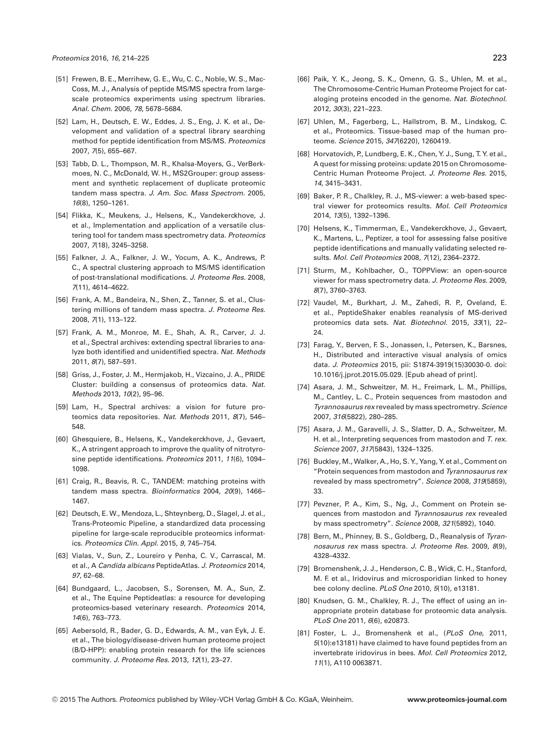[51] Frewen, B. E., Merrihew, G. E., Wu, C. C., Noble, W. S., MacCoss, M. J., Analysis of peptide MS/MS spectra from large-scale proteomics experiments using spectrum libraries. *Anal. Chem.* 2006, *78*, 5678–5684.

[52] Lam, H., Deutsch, E. W., Eddes, J. S., Eng, J. K. et al., Development and validation of a spectral library searching method for peptide identification from MS/MS. *Proteomics* 2007, *7*(5), 655–667.

[53] Tabb, D. L., Thompson, M. R., Khalsa-Moyers, G., VerBerkmoes, N. C., McDonald, W. H., MS2Grouper: group assessment and synthetic replacement of duplicate proteomic tandem mass spectra. *J. Am. Soc. Mass Spectrom.* 2005, *16*(8), 1250–1261.

[54] Flikka, K., Meukens, J., Helsens, K., Vandekerckhove, J. et al., Implementation and application of a versatile clustering tool for tandem mass spectrometry data. *Proteomics* 2007, *7*(18), 3245–3258.

[55] Falkner, J. A., Falkner, J. W., Yocum, A. K., Andrews, P. C., A spectral clustering approach to MS/MS identification of post-translational modifications. *J. Proteome Res.* 2008, *7*(11), 4614–4622.

[56] Frank, A. M., Bandeira, N., Shen, Z., Tanner, S. et al., Clustering millions of tandem mass spectra. *J. Proteome Res.* 2008, *7*(1), 113–122.

[57] Frank, A. M., Monroe, M. E., Shah, A. R., Carver, J. J. et al., Spectral archives: extending spectral libraries to analyze both identified and unidentified spectra. *Nat. Methods* 2011, *8*(7), 587–591.

[58] Griss, J., Foster, J. M., Hermjakob, H., Vizcaino, J. A., PRIDE Cluster: building a consensus of proteomics data. *Nat. Methods* 2013, *10*(2), 95–96.

[59] Lam, H., Spectral archives: a vision for future proteomics data repositories. *Nat. Methods* 2011, *8*(7), 546–548.

[60] Ghesquiere, B., Helsens, K., Vandekerckhove, J., Gevaert, K., A stringent approach to improve the quality of nitrotyrosine peptide identifications. *Proteomics* 2011, *11*(6), 1094–1098.

[61] Craig, R., Beavis, R. C., TANDEM: matching proteins with tandem mass spectra. *Bioinformatics* 2004, *20*(9), 1466–1467.

[62] Deutsch, E. W., Mendoza, L., Shteynberg, D., Slagel, J. et al., Trans-Proteomic Pipeline, a standardized data processing pipeline for large-scale reproducible proteomics informatics. *Proteomics Clin. Appl.* 2015, *9*, 745–754.

[63] Vialas, V., Sun, Z., Loureiro y Penha, C. V., Carrascal, M. et al., A *Candida albicans* PeptideAtlas. *J. Proteomics* 2014, *97*, 62–68.

[64] Bundgaard, L., Jacobsen, S., Sorensen, M. A., Sun, Z. et al., The Equine Peptideatlas: a resource for developing proteomics-based veterinary research. *Proteomics* 2014, *14*(6), 763–773.

[65] Aebersold, R., Bader, G. D., Edwards, A. M., van Eyk, J. E. et al., The biology/disease-driven human proteome project (B/D-HPP): enabling protein research for the life sciences community. *J. Proteome Res.* 2013, *12*(1), 23–27.

[66] Paik, Y. K., Jeong, S. K., Omenn, G. S., Uhlen, M. et al., The Chromosome-Centric Human Proteome Project for cataloging proteins encoded in the genome. *Nat. Biotechnol.* 2012, *30*(3), 221–223.

[67] Uhlen, M., Fagerberg, L., Hallstrom, B. M., Lindskog, C. et al., Proteomics. Tissue-based map of the human proteome. *Science* 2015, *347*(6220), 1260419.

[68] Horvatovich, P., Lundberg, E. K., Chen, Y. J., Sung, T. Y. et al., A quest for missing proteins: update 2015 on Chromosome-Centric Human Proteome Project. *J. Proteome Res.* 2015, *14*, 3415–3431.

[69] Baker, P. R., Chalkley, R. J., MS-viewer: a web-based spectral viewer for proteomics results. *Mol. Cell Proteomics* 2014, *13*(5), 1392–1396.

[70] Helsens, K., Timmerman, E., Vandekerckhove, J., Gevaert, K., Martens, L., Peptizer, a tool for assessing false positive peptide identifications and manually validating selected results. *Mol. Cell Proteomics* 2008, *7*(12), 2364–2372.

[71] Sturm, M., Kohlbacher, O., TOPPView: an open-source viewer for mass spectrometry data. *J. Proteome Res.* 2009, *8*(7), 3760–3763.

[72] Vaudel, M., Burkhart, J. M., Zahedi, R. P., Oveland, E. et al., PeptideShaker enables reanalysis of MS-derived proteomics data sets. *Nat. Biotechnol.* 2015, *33*(1), 22–24.

[73] Farag, Y., Berven, F. S., Jonassen, I., Petersen, K., Barsnes, H., Distributed and interactive visual analysis of omics data. *J. Proteomics* 2015, pii: S1874-3919(15)30030-0. doi: 10.1016/j.jprot.2015.05.029. [Epub ahead of print].

[74] Asara, J. M., Schweitzer, M. H., Freimark, L. M., Phillips, M., Cantley, L. C., Protein sequences from mastodon and *Tyrannosaurus rex* revealed by mass spectrometry. *Science* 2007, *316*(5822), 280–285.

[75] Asara, J. M., Garavelli, J. S., Slatter, D. A., Schweitzer, M. H. et al., Interpreting sequences from mastodon and *T. rex*. *Science* 2007, *317*(5843), 1324–1325.

[76] Buckley, M., Walker, A., Ho, S. Y., Yang, Y. et al., Comment on "Protein sequences from mastodon and *Tyrannosaurus rex* revealed by mass spectrometry". *Science* 2008, *319*(5859), 33.

[77] Pevzner, P. A., Kim, S., Ng, J., Comment on Protein sequences from mastodon and *Tyrannosaurus rex* revealed by mass spectrometry". *Science* 2008, *321*(5892), 1040.

[78] Bern, M., Phinney, B. S., Goldberg, D., Reanalysis of *Tyrannosaurus rex* mass spectra. *J. Proteome Res.* 2009, *8*(9), 4328–4332.

[79] Bromenshenk, J. J., Henderson, C. B., Wick, C. H., Stanford, M. F. et al., Iridovirus and microsporidian linked to honey bee colony decline. *PLoS One* 2010, *5*(10), e13181.

[80] Knudsen, G. M., Chalkley, R. J., The effect of using an inappropriate protein database for proteomic data analysis. *PLoS One* 2011, *6*(6), e20873.

[81] Foster, L. J., Bromenshenk et al., (*PLoS One*, 2011, *5*(10):e13181) have claimed to have found peptides from an invertebrate iridovirus in bees. *Mol. Cell Proteomics* 2012, *11*(1), A110 0063871.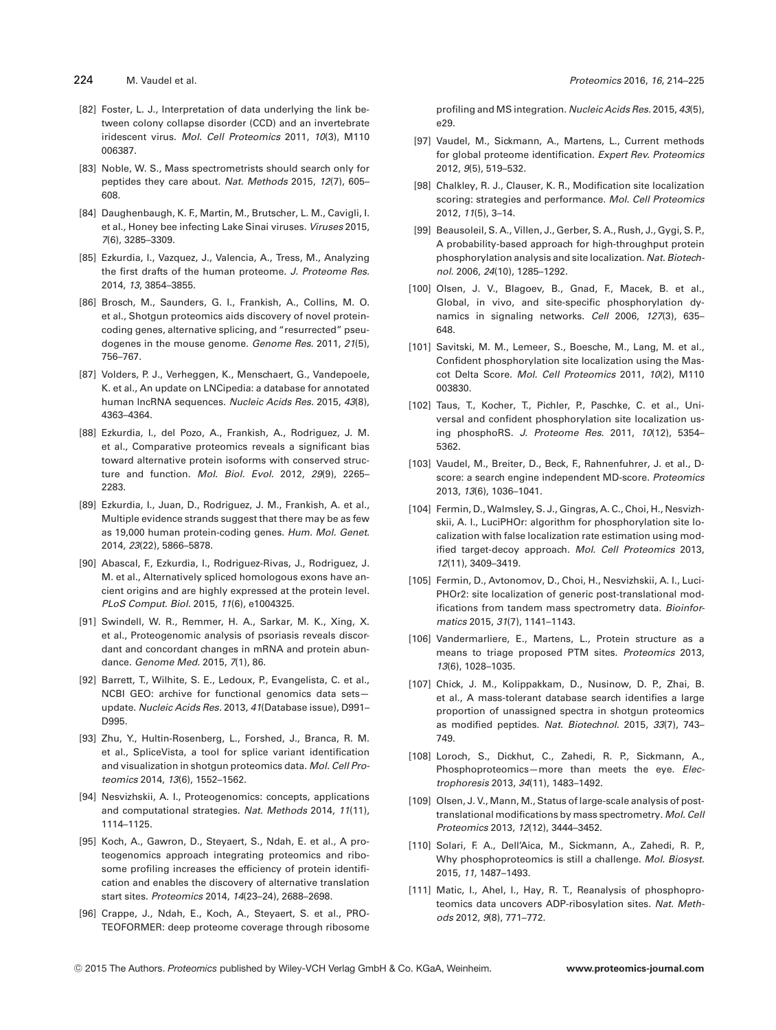[82] Foster, L. J., Interpretation of data underlying the link between colony collapse disorder (CCD) and an invertebrate iridescent virus. *Mol. Cell Proteomics* 2011, *10*(3), M110 006387.

[83] Noble, W. S., Mass spectrometrists should search only for peptides they care about. *Nat. Methods* 2015, *12*(7), 605–608.

[84] Daughenbaugh, K. F., Martin, M., Brutscher, L. M., Cavigli, I. et al., Honey bee infecting Lake Sinai viruses. *Viruses* 2015, *7*(6), 3285–3309.

[85] Ezkurdia, I., Vazquez, J., Valencia, A., Tress, M., Analyzing the first drafts of the human proteome. *J. Proteome Res.* 2014, *13*, 3854–3855.

[86] Brosch, M., Saunders, G. I., Frankish, A., Collins, M. O. et al., Shotgun proteomics aids discovery of novel protein-coding genes, alternative splicing, and "resurrected" pseudogenes in the mouse genome. *Genome Res.* 2011, *21*(5), 756–767.

[87] Volders, P. J., Verheggen, K., Menschaert, G., Vandepoele, K. et al., An update on LNCipedia: a database for annotated human lncRNA sequences. *Nucleic Acids Res.* 2015, *43*(8), 4363–4364.

[88] Ezkurdia, I., del Pozo, A., Frankish, A., Rodriguez, J. M. et al., Comparative proteomics reveals a significant bias toward alternative protein isoforms with conserved structure and function. *Mol. Biol. Evol.* 2012, *29*(9), 2265–2283.

[89] Ezkurdia, I., Juan, D., Rodriguez, J. M., Frankish, A. et al., Multiple evidence strands suggest that there may be as few as 19,000 human protein-coding genes. *Hum. Mol. Genet.* 2014, *23*(22), 5866–5878.

[90] Abascal, F., Ezkurdia, I., Rodriguez-Rivas, J., Rodriguez, J. M. et al., Alternatively spliced homologous exons have ancient origins and are highly expressed at the protein level. *PLoS Comput. Biol.* 2015, *11*(6), e1004325.

[91] Swindell, W. R., Remmer, H. A., Sarkar, M. K., Xing, X. et al., Proteogenomic analysis of psoriasis reveals discordant and concordant changes in mRNA and protein abundance. *Genome Med.* 2015, *7*(1), 86.

[92] Barrett, T., Wilhite, S. E., Ledoux, P., Evangelista, C. et al., NCBI GEO: archive for functional genomics data sets—update. *Nucleic Acids Res.* 2013, *41*(Database issue), D991–D995.

[93] Zhu, Y., Hultin-Rosenberg, L., Forshed, J., Branca, R. M. et al., SpliceVista, a tool for splice variant identification and visualization in shotgun proteomics data. *Mol. Cell Proteomics* 2014, *13*(6), 1552–1562.

[94] Nesvizhskii, A. I., Proteogenomics: concepts, applications and computational strategies. *Nat. Methods* 2014, *11*(11), 1114–1125.

[95] Koch, A., Gawron, D., Steyaert, S., Ndah, E. et al., A proteogenomics approach integrating proteomics and ribosome profiling increases the efficiency of protein identification and enables the discovery of alternative translation start sites. *Proteomics* 2014, *14*(23–24), 2688–2698.

[96] Crappe, J., Ndah, E., Koch, A., Steyaert, S. et al., PROTEOFORMER: deep proteome coverage through ribosome profiling and MS integration. *Nucleic Acids Res.* 2015, *43*(5), e29.

[97] Vaudel, M., Sickmann, A., Martens, L., Current methods for global proteome identification. *Expert Rev. Proteomics* 2012, *9*(5), 519–532.

[98] Chalkley, R. J., Clauser, K. R., Modification site localization scoring: strategies and performance. *Mol. Cell Proteomics* 2012, *11*(5), 3–14.

[99] Beausoleil, S. A., Villen, J., Gerber, S. A., Rush, J., Gygi, S. P., A probability-based approach for high-throughput protein phosphorylation analysis and site localization. *Nat. Biotechnol.* 2006, *24*(10), 1285–1292.

[100] Olsen, J. V., Blagoev, B., Gnad, F., Macek, B. et al., Global, in vivo, and site-specific phosphorylation dynamics in signaling networks. *Cell* 2006, *127*(3), 635–648.

[101] Savitski, M. M., Lemeer, S., Boesche, M., Lang, M. et al., Confident phosphorylation site localization using the Mascot Delta Score. *Mol. Cell Proteomics* 2011, *10*(2), M110 003830.

[102] Taus, T., Kocher, T., Pichler, P., Paschke, C. et al., Universal and confident phosphorylation site localization using phosphoRS. *J. Proteome Res.* 2011, *10*(12), 5354–5362.

[103] Vaudel, M., Breiter, D., Beck, F., Rahnenfuhrer, J. et al., D-score: a search engine independent MD-score. *Proteomics* 2013, *13*(6), 1036–1041.

[104] Fermin, D., Walmsley, S. J., Gingras, A. C., Choi, H., Nesvizhskii, A. I., LuciPHOr: algorithm for phosphorylation site localization with false localization rate estimation using modified target-decoy approach. *Mol. Cell Proteomics* 2013, *12*(11), 3409–3419.

[105] Fermin, D., Avtonomov, D., Choi, H., Nesvizhskii, A. I., LuciPHOr2: site localization of generic post-translational modifications from tandem mass spectrometry data. *Bioinformatics* 2015, *31*(7), 1141–1143.

[106] Vandermarliere, E., Martens, L., Protein structure as a means to triage proposed PTM sites. *Proteomics* 2013, *13*(6), 1028–1035.

[107] Chick, J. M., Kolippakkam, D., Nusinow, D. P., Zhai, B. et al., A mass-tolerant database search identifies a large proportion of unassigned spectra in shotgun proteomics as modified peptides. *Nat. Biotechnol.* 2015, *33*(7), 743–749.

[108] Loroch, S., Dickhut, C., Zahedi, R. P., Sickmann, A., Phosphoproteomics—more than meets the eye. *Electrophoresis* 2013, *34*(11), 1483–1492.

[109] Olsen, J. V., Mann, M., Status of large-scale analysis of post-translational modifications by mass spectrometry. *Mol. Cell Proteomics* 2013, *12*(12), 3444–3452.

[110] Solari, F. A., Dell'Aica, M., Sickmann, A., Zahedi, R. P., Why phosphoproteomics is still a challenge. *Mol. Biosyst.* 2015, *11*, 1487–1493.

[111] Matic, I., Ahel, I., Hay, R. T., Reanalysis of phosphoproteomics data uncovers ADP-ribosylation sites. *Nat. Methods* 2012, *9*(8), 771–772.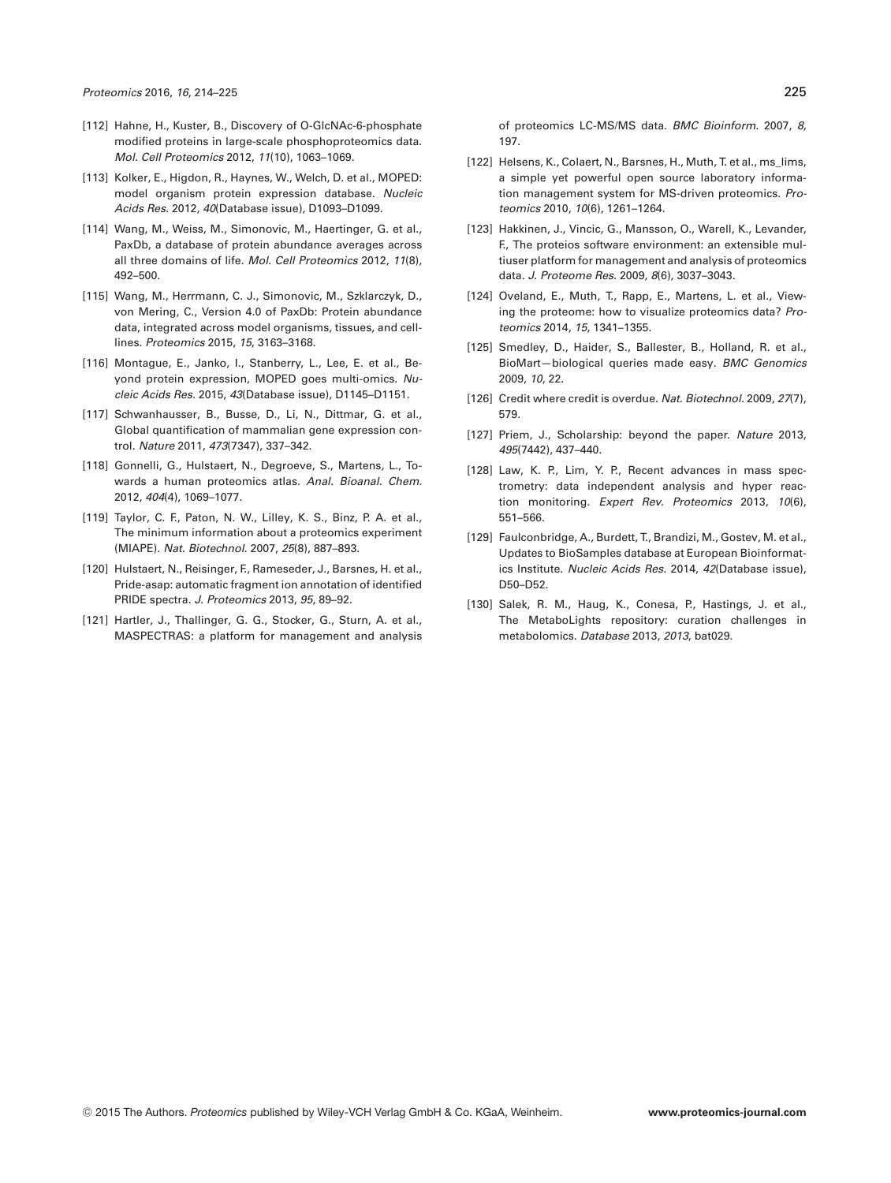[112] Hahne, H., Kuster, B., Discovery of O-GlcNAc-6-phosphate modified proteins in large-scale phosphoproteomics data. *Mol. Cell Proteomics* 2012, *11*(10), 1063–1069.

[113] Kolker, E., Higdon, R., Haynes, W., Welch, D. et al., MOPED: model organism protein expression database. *Nucleic Acids Res.* 2012, *40*(Database issue), D1093–D1099.

[114] Wang, M., Weiss, M., Simonovic, M., Haertinger, G. et al., PaxDb, a database of protein abundance averages across all three domains of life. *Mol. Cell Proteomics* 2012, *11*(8), 492–500.

[115] Wang, M., Herrmann, C. J., Simonovic, M., Szklarczyk, D., von Mering, C., Version 4.0 of PaxDb: Protein abundance data, integrated across model organisms, tissues, and cell-lines. *Proteomics* 2015, *15*, 3163–3168.

[116] Montague, E., Janko, I., Stanberry, L., Lee, E. et al., Beyond protein expression, MOPED goes multi-omics. *Nucleic Acids Res.* 2015, *43*(Database issue), D1145–D1151.

[117] Schwanhausser, B., Busse, D., Li, N., Dittmar, G. et al., Global quantification of mammalian gene expression control. *Nature* 2011, *473*(7347), 337–342.

[118] Gonnelli, G., Hulstaert, N., Degroeve, S., Martens, L., Towards a human proteomics atlas. *Anal. Bioanal. Chem.* 2012, *404*(4), 1069–1077.

[119] Taylor, C. F., Paton, N. W., Lilley, K. S., Binz, P. A. et al., The minimum information about a proteomics experiment (MIAPE). *Nat. Biotechnol.* 2007, *25*(8), 887–893.

[120] Hulstaert, N., Reisinger, F., Rameseder, J., Barsnes, H. et al., Pride-asap: automatic fragment ion annotation of identified PRIDE spectra. *J. Proteomics* 2013, *95*, 89–92.

[121] Hartler, J., Thallinger, G. G., Stocker, G., Sturn, A. et al., MASPECTRAS: a platform for management and analysis of proteomics LC-MS/MS data. *BMC Bioinform.* 2007, *8*, 197.

[122] Helsens, K., Colaert, N., Barsnes, H., Muth, T. et al., ms_lims, a simple yet powerful open source laboratory information management system for MS-driven proteomics. *Proteomics* 2010, *10*(6), 1261–1264.

[123] Hakkinen, J., Vincic, G., Mansson, O., Warell, K., Levander, F., The proteios software environment: an extensible multiuser platform for management and analysis of proteomics data. *J. Proteome Res.* 2009, *8*(6), 3037–3043.

[124] Oveland, E., Muth, T., Rapp, E., Martens, L. et al., Viewing the proteome: how to visualize proteomics data? *Proteomics* 2014, *15*, 1341–1355.

[125] Smedley, D., Haider, S., Ballester, B., Holland, R. et al., BioMart—biological queries made easy. *BMC Genomics* 2009, *10*, 22.

[126] Credit where credit is overdue. *Nat. Biotechnol.* 2009, *27*(7), 579.

[127] Priem, J., Scholarship: beyond the paper. *Nature* 2013, *495*(7442), 437–440.

[128] Law, K. P., Lim, Y. P., Recent advances in mass spectrometry: data independent analysis and hyper reaction monitoring. *Expert Rev. Proteomics* 2013, *10*(6), 551–566.

[129] Faulconbridge, A., Burdett, T., Brandizi, M., Gostev, M. et al., Updates to BioSamples database at European Bioinformatics Institute. *Nucleic Acids Res.* 2014, *42*(Database issue), D50–D52.

[130] Salek, R. M., Haug, K., Conesa, P., Hastings, J. et al., The MetaboLights repository: curation challenges in metabolomics. *Database* 2013, *2013*, bat029.